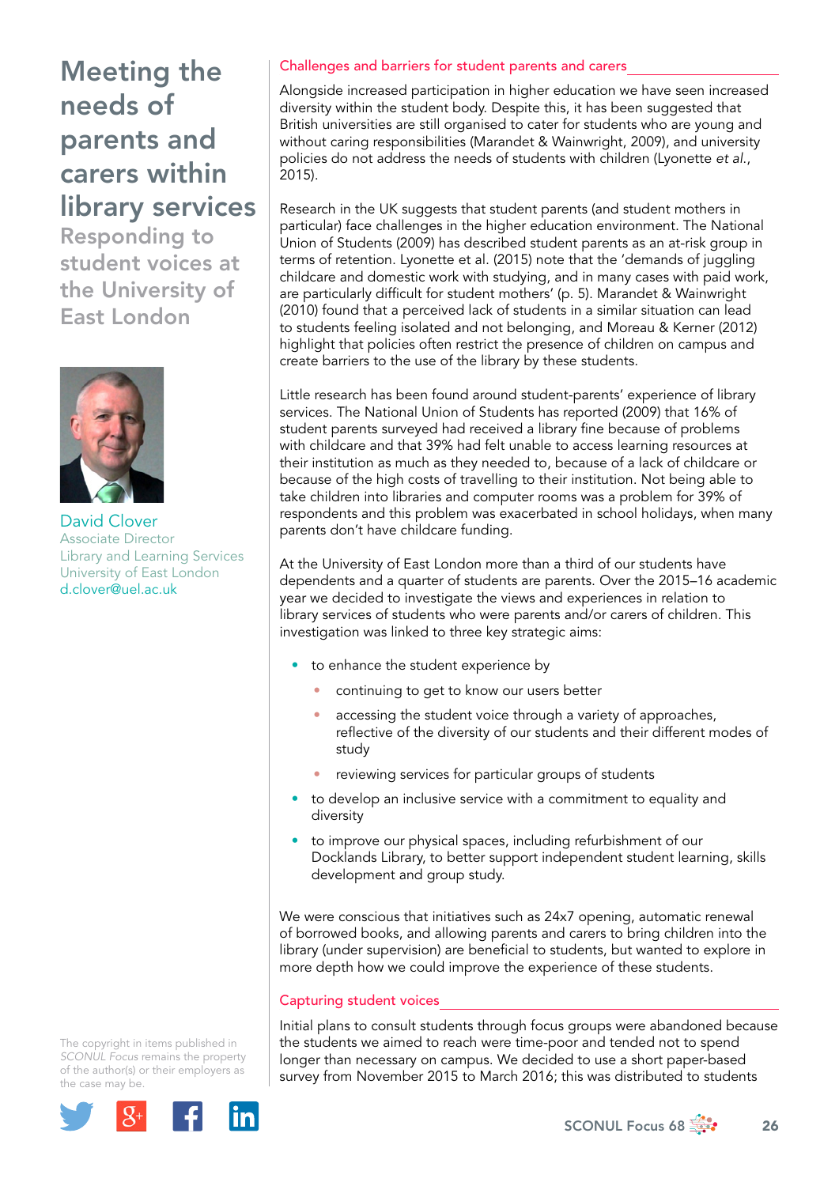# Meeting the needs of parents and carers within library services

## Responding to student voices at the University of East London

David Clover
Associate Director
Library and Learning Services
University of East London
d.clover@uel.ac.uk

### Challenges and barriers for student parents and carers

Alongside increased participation in higher education we have seen increased diversity within the student body. Despite this, it has been suggested that British universities are still organised to cater for students who are young and without caring responsibilities (Marandet & Wainwright, 2009), and university policies do not address the needs of students with children (Lyonette *et al.*, 2015).

Research in the UK suggests that student parents (and student mothers in particular) face challenges in the higher education environment. The National Union of Students (2009) has described student parents as an at-risk group in terms of retention. Lyonette et al. (2015) note that the 'demands of juggling childcare and domestic work with studying, and in many cases with paid work, are particularly difficult for student mothers' (p. 5). Marandet & Wainwright (2010) found that a perceived lack of students in a similar situation can lead to students feeling isolated and not belonging, and Moreau & Kerner (2012) highlight that policies often restrict the presence of children on campus and create barriers to the use of the library by these students.

Little research has been found around student-parents' experience of library services. The National Union of Students has reported (2009) that 16% of student parents surveyed had received a library fine because of problems with childcare and that 39% had felt unable to access learning resources at their institution as much as they needed to, because of a lack of childcare or because of the high costs of travelling to their institution. Not being able to take children into libraries and computer rooms was a problem for 39% of respondents and this problem was exacerbated in school holidays, when many parents don't have childcare funding.

At the University of East London more than a third of our students have dependents and a quarter of students are parents. Over the 2015–16 academic year we decided to investigate the views and experiences in relation to library services of students who were parents and/or carers of children. This investigation was linked to three key strategic aims:

- to enhance the student experience by
  - continuing to get to know our users better
  - accessing the student voice through a variety of approaches, reflective of the diversity of our students and their different modes of study
  - reviewing services for particular groups of students
- to develop an inclusive service with a commitment to equality and diversity
- to improve our physical spaces, including refurbishment of our Docklands Library, to better support independent student learning, skills development and group study.

We were conscious that initiatives such as 24x7 opening, automatic renewal of borrowed books, and allowing parents and carers to bring children into the library (under supervision) are beneficial to students, but wanted to explore in more depth how we could improve the experience of these students.

### Capturing student voices

Initial plans to consult students through focus groups were abandoned because the students we aimed to reach were time-poor and tended not to spend longer than necessary on campus. We decided to use a short paper-based survey from November 2015 to March 2016; this was distributed to students

The copyright in items published in *SCONUL Focus* remains the property of the author(s) or their employers as the case may be.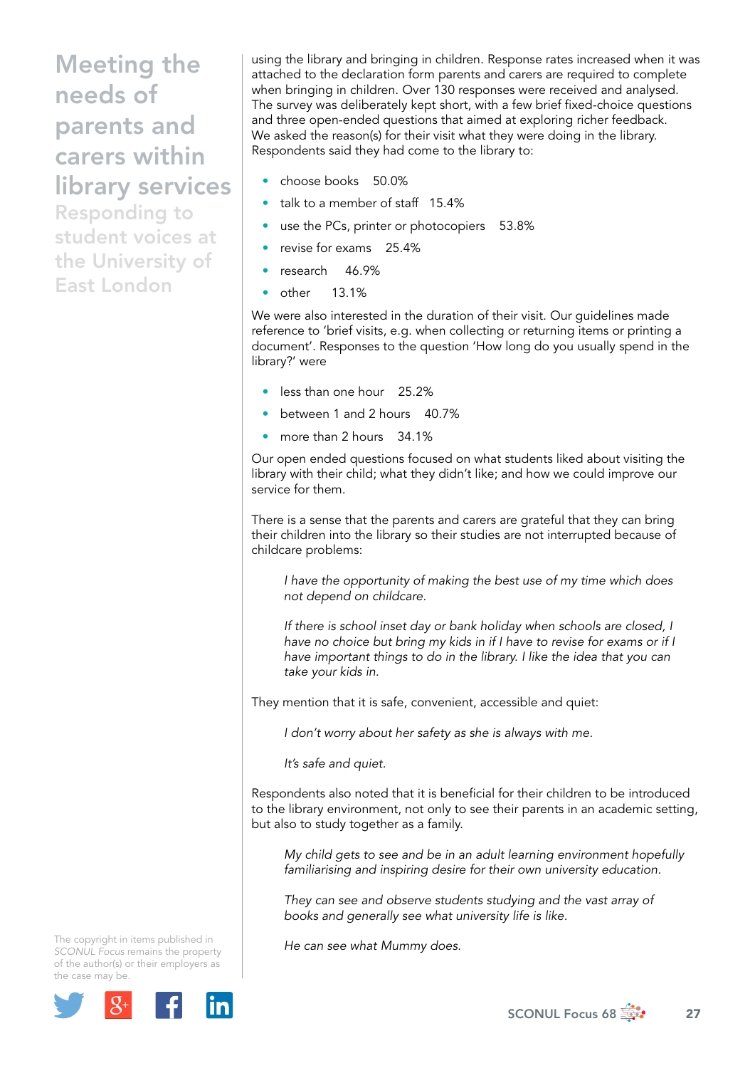# Meeting the needs of parents and carers within library services

## Responding to student voices at the University of East London

using the library and bringing in children. Response rates increased when it was attached to the declaration form parents and carers are required to complete when bringing in children. Over 130 responses were received and analysed. The survey was deliberately kept short, with a few brief fixed-choice questions and three open-ended questions that aimed at exploring richer feedback. We asked the reason(s) for their visit what they were doing in the library. Respondents said they had come to the library to:

- choose books 50.0%
- talk to a member of staff 15.4%
- use the PCs, printer or photocopiers 53.8%
- revise for exams 25.4%
- research 46.9%
- other 13.1%

We were also interested in the duration of their visit. Our guidelines made reference to 'brief visits, e.g. when collecting or returning items or printing a document'. Responses to the question 'How long do you usually spend in the library?' were

- less than one hour 25.2%
- between 1 and 2 hours 40.7%
- more than 2 hours 34.1%

Our open ended questions focused on what students liked about visiting the library with their child; what they didn't like; and how we could improve our service for them.

There is a sense that the parents and carers are grateful that they can bring their children into the library so their studies are not interrupted because of childcare problems:

> *I have the opportunity of making the best use of my time which does not depend on childcare.*
>
> *If there is school inset day or bank holiday when schools are closed, I have no choice but bring my kids in if I have to revise for exams or if I have important things to do in the library. I like the idea that you can take your kids in.*

They mention that it is safe, convenient, accessible and quiet:

> *I don't worry about her safety as she is always with me.*
>
> *It's safe and quiet.*

Respondents also noted that it is beneficial for their children to be introduced to the library environment, not only to see their parents in an academic setting, but also to study together as a family.

> *My child gets to see and be in an adult learning environment hopefully familiarising and inspiring desire for their own university education.*
>
> *They can see and observe students studying and the vast array of books and generally see what university life is like.*
>
> *He can see what Mummy does.*

The copyright in items published in *SCONUL Focus* remains the property of the author(s) or their employers as the case may be.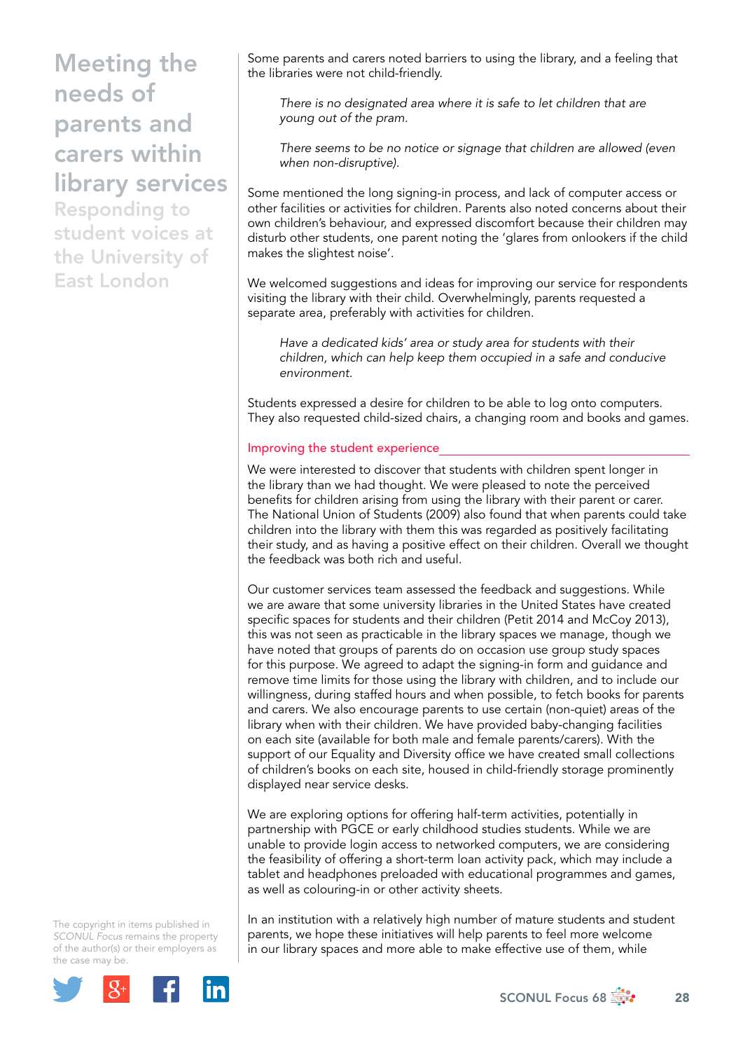Some parents and carers noted barriers to using the library, and a feeling that the libraries were not child-friendly.

> *There is no designated area where it is safe to let children that are young out of the pram.*

> *There seems to be no notice or signage that children are allowed (even when non-disruptive).*

Some mentioned the long signing-in process, and lack of computer access or other facilities or activities for children. Parents also noted concerns about their own children's behaviour, and expressed discomfort because their children may disturb other students, one parent noting the 'glares from onlookers if the child makes the slightest noise'.

We welcomed suggestions and ideas for improving our service for respondents visiting the library with their child. Overwhelmingly, parents requested a separate area, preferably with activities for children.

> *Have a dedicated kids' area or study area for students with their children, which can help keep them occupied in a safe and conducive environment.*

Students expressed a desire for children to be able to log onto computers. They also requested child-sized chairs, a changing room and books and games.

## Improving the student experience

We were interested to discover that students with children spent longer in the library than we had thought. We were pleased to note the perceived benefits for children arising from using the library with their parent or carer. The National Union of Students (2009) also found that when parents could take children into the library with them this was regarded as positively facilitating their study, and as having a positive effect on their children. Overall we thought the feedback was both rich and useful.

Our customer services team assessed the feedback and suggestions. While we are aware that some university libraries in the United States have created specific spaces for students and their children (Petit 2014 and McCoy 2013), this was not seen as practicable in the library spaces we manage, though we have noted that groups of parents do on occasion use group study spaces for this purpose. We agreed to adapt the signing-in form and guidance and remove time limits for those using the library with children, and to include our willingness, during staffed hours and when possible, to fetch books for parents and carers. We also encourage parents to use certain (non-quiet) areas of the library when with their children. We have provided baby-changing facilities on each site (available for both male and female parents/carers). With the support of our Equality and Diversity office we have created small collections of children's books on each site, housed in child-friendly storage prominently displayed near service desks.

We are exploring options for offering half-term activities, potentially in partnership with PGCE or early childhood studies students. While we are unable to provide login access to networked computers, we are considering the feasibility of offering a short-term loan activity pack, which may include a tablet and headphones preloaded with educational programmes and games, as well as colouring-in or other activity sheets.

In an institution with a relatively high number of mature students and student parents, we hope these initiatives will help parents to feel more welcome in our library spaces and more able to make effective use of them, while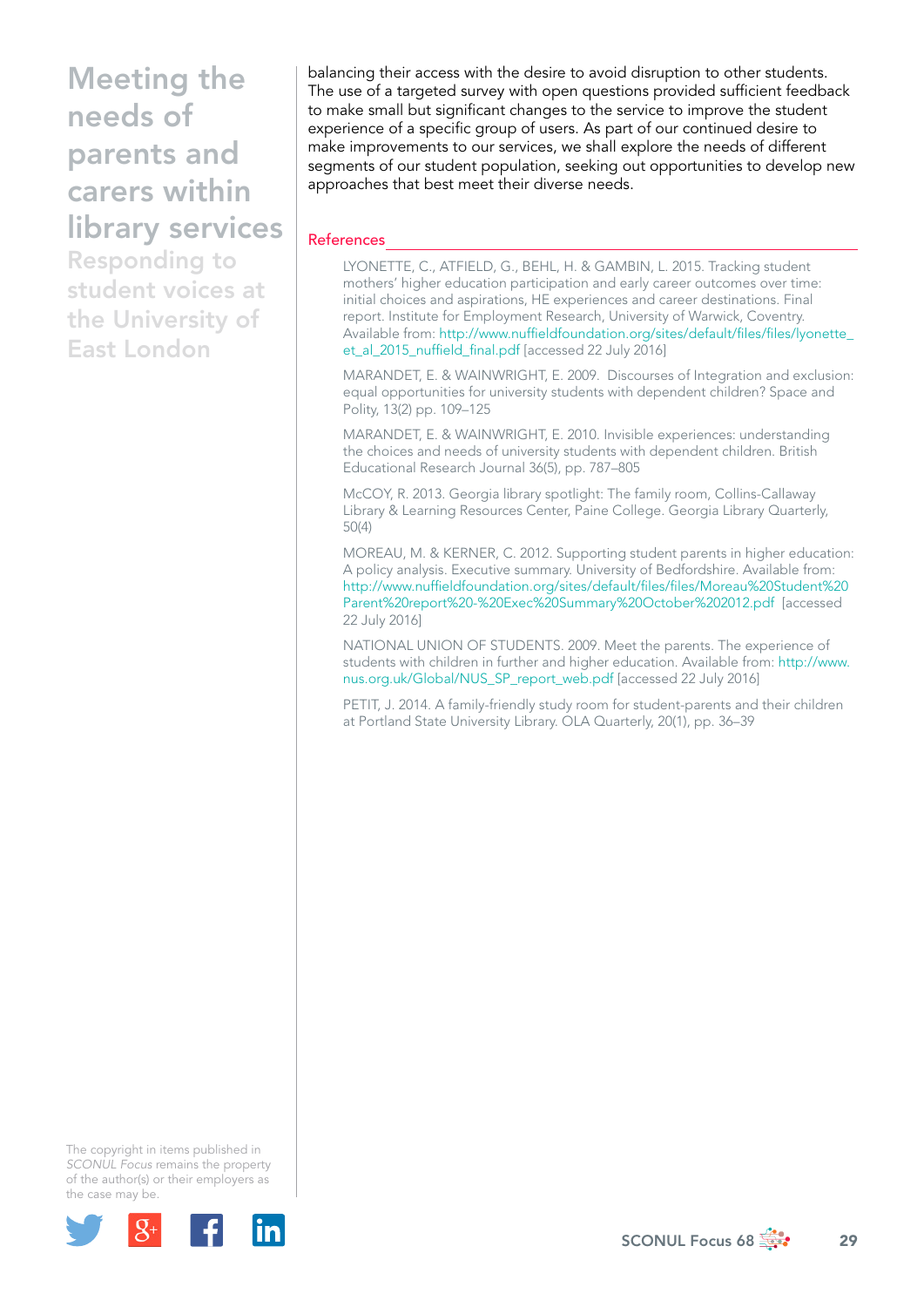balancing their access with the desire to avoid disruption to other students. The use of a targeted survey with open questions provided sufficient feedback to make small but significant changes to the service to improve the student experience of a specific group of users. As part of our continued desire to make improvements to our services, we shall explore the needs of different segments of our student population, seeking out opportunities to develop new approaches that best meet their diverse needs.

## References

LYONETTE, C., ATFIELD, G., BEHL, H. & GAMBIN, L. 2015. Tracking student mothers' higher education participation and early career outcomes over time: initial choices and aspirations, HE experiences and career destinations. Final report. Institute for Employment Research, University of Warwick, Coventry. Available from: http://www.nuffieldfoundation.org/sites/default/files/files/lyonette_et_al_2015_nuffield_final.pdf [accessed 22 July 2016]

MARANDET, E. & WAINWRIGHT, E. 2009. Discourses of Integration and exclusion: equal opportunities for university students with dependent children? Space and Polity, 13(2) pp. 109–125

MARANDET, E. & WAINWRIGHT, E. 2010. Invisible experiences: understanding the choices and needs of university students with dependent children. British Educational Research Journal 36(5), pp. 787–805

McCOY, R. 2013. Georgia library spotlight: The family room, Collins-Callaway Library & Learning Resources Center, Paine College. Georgia Library Quarterly, 50(4)

MOREAU, M. & KERNER, C. 2012. Supporting student parents in higher education: A policy analysis. Executive summary. University of Bedfordshire. Available from: http://www.nuffieldfoundation.org/sites/default/files/files/Moreau%20Student%20Parent%20report%20-%20Exec%20Summary%20October%202012.pdf [accessed 22 July 2016]

NATIONAL UNION OF STUDENTS. 2009. Meet the parents. The experience of students with children in further and higher education. Available from: http://www.nus.org.uk/Global/NUS_SP_report_web.pdf [accessed 22 July 2016]

PETIT, J. 2014. A family-friendly study room for student-parents and their children at Portland State University Library. OLA Quarterly, 20(1), pp. 36–39

The copyright in items published in *SCONUL Focus* remains the property of the author(s) or their employers as the case may be.